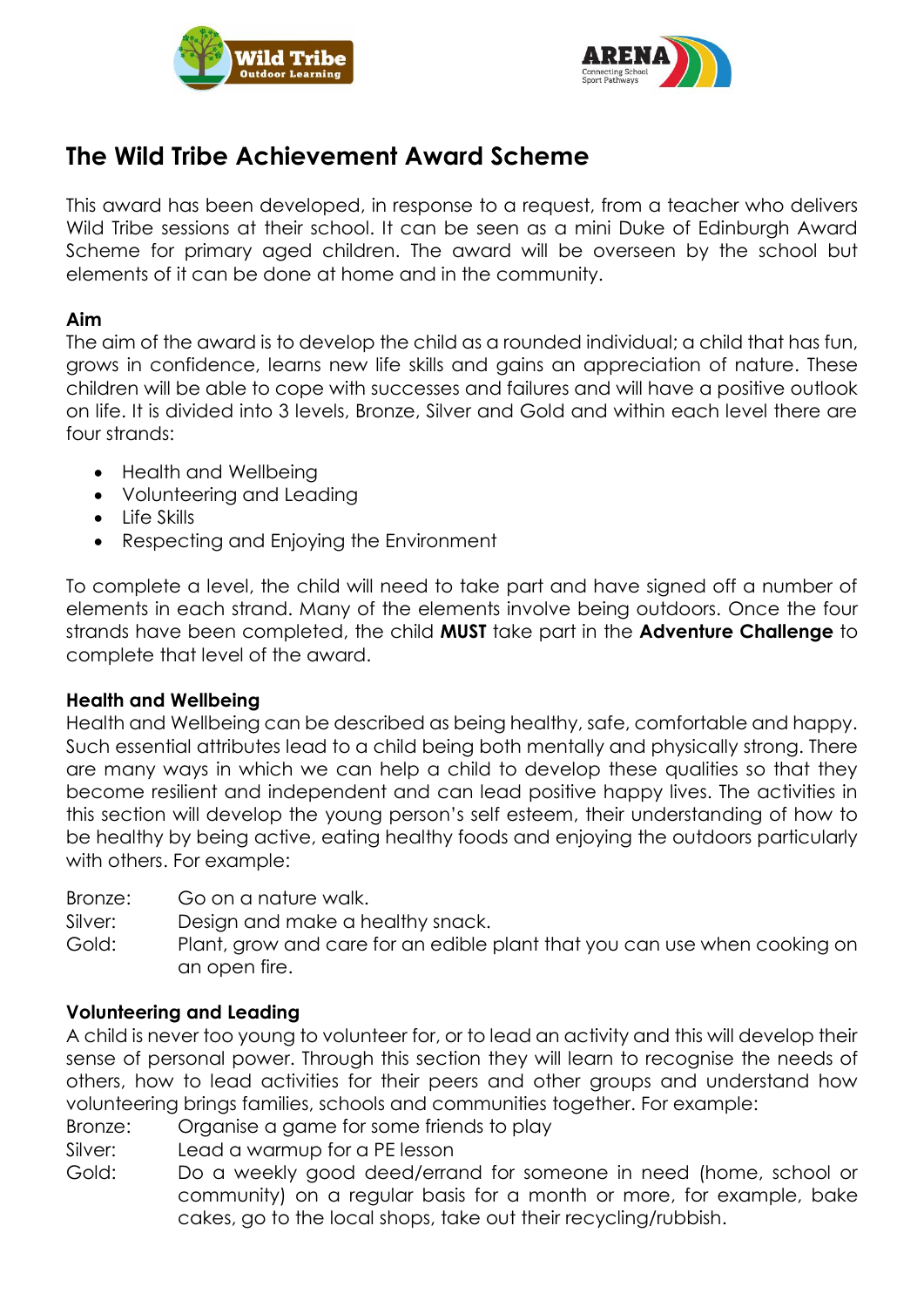# The Wild Tribe Achievement Award Scheme

This award has been developed, in response to a request, from a teacher who delivers Wild Tribe sessions at their school. It can be seen as a mini Duke of Edinburgh Award Scheme for primary aged children. The award will be overseen by the school but elements of it can be done at home and in the community.

### Aim

The aim of the award is to develop the child as a rounded individual; a child that has fun, grows in confidence, learns new life skills and gains an appreciation of nature. These children will be able to cope with successes and failures and will have a positive outlook on life. It is divided into 3 levels, Bronze, Silver and Gold and within each level there are four strands:

- Health and Wellbeing
- Volunteering and Leading
- Life Skills
- Respecting and Enjoying the Environment

To complete a level, the child will need to take part and have signed off a number of elements in each strand. Many of the elements involve being outdoors. Once the four strands have been completed, the child **MUST** take part in the **Adventure Challenge** to complete that level of the award.

### Health and Wellbeing

Health and Wellbeing can be described as being healthy, safe, comfortable and happy. Such essential attributes lead to a child being both mentally and physically strong. There are many ways in which we can help a child to develop these qualities so that they become resilient and independent and can lead positive happy lives. The activities in this section will develop the young person's self esteem, their understanding of how to be healthy by being active, eating healthy foods and enjoying the outdoors particularly with others. For example:

Bronze: Go on a nature walk.
Silver: Design and make a healthy snack.
Gold: Plant, grow and care for an edible plant that you can use when cooking on an open fire.

### Volunteering and Leading

A child is never too young to volunteer for, or to lead an activity and this will develop their sense of personal power. Through this section they will learn to recognise the needs of others, how to lead activities for their peers and other groups and understand how volunteering brings families, schools and communities together. For example:

Bronze: Organise a game for some friends to play
Silver: Lead a warmup for a PE lesson
Gold: Do a weekly good deed/errand for someone in need (home, school or community) on a regular basis for a month or more, for example, bake cakes, go to the local shops, take out their recycling/rubbish.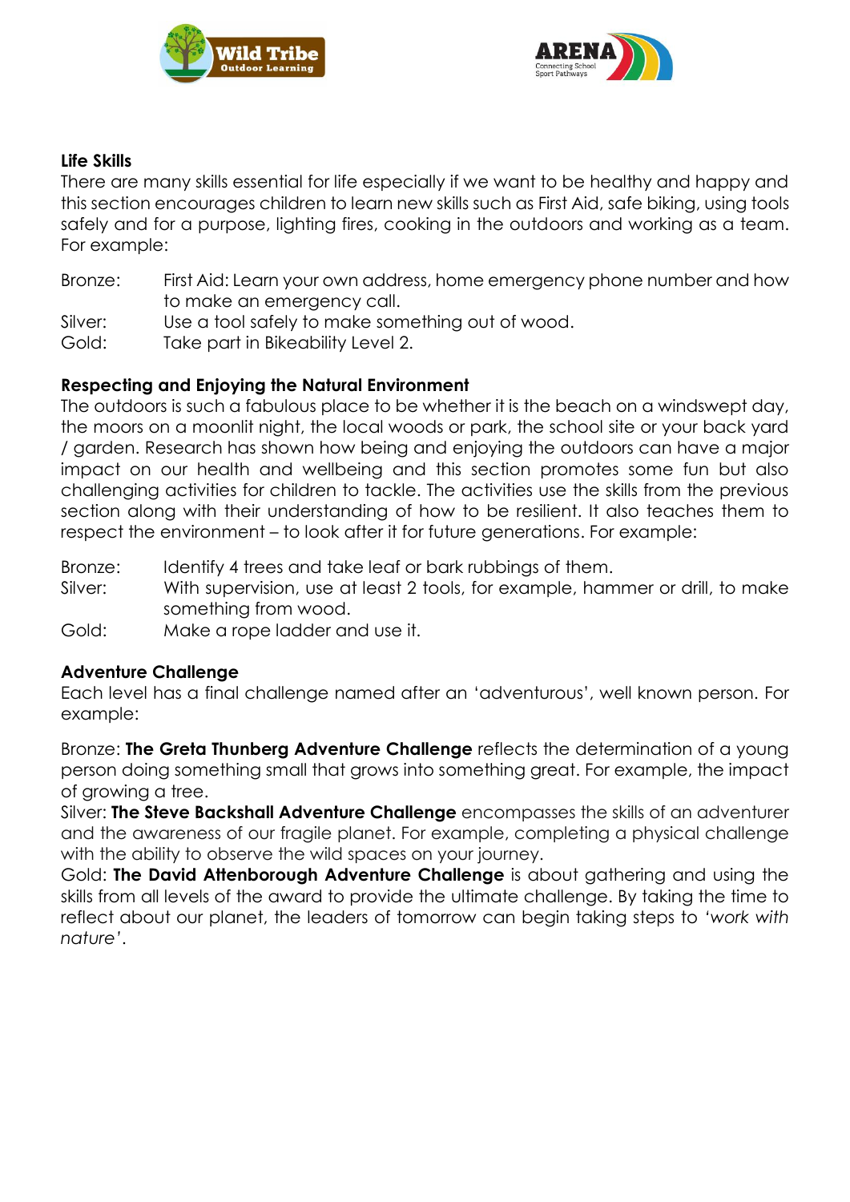## Life Skills

There are many skills essential for life especially if we want to be healthy and happy and this section encourages children to learn new skills such as First Aid, safe biking, using tools safely and for a purpose, lighting fires, cooking in the outdoors and working as a team. For example:

Bronze: First Aid: Learn your own address, home emergency phone number and how to make an emergency call.
Silver: Use a tool safely to make something out of wood.
Gold: Take part in Bikeability Level 2.

## Respecting and Enjoying the Natural Environment

The outdoors is such a fabulous place to be whether it is the beach on a windswept day, the moors on a moonlit night, the local woods or park, the school site or your back yard / garden. Research has shown how being and enjoying the outdoors can have a major impact on our health and wellbeing and this section promotes some fun but also challenging activities for children to tackle. The activities use the skills from the previous section along with their understanding of how to be resilient. It also teaches them to respect the environment – to look after it for future generations. For example:

Bronze: Identify 4 trees and take leaf or bark rubbings of them.
Silver: With supervision, use at least 2 tools, for example, hammer or drill, to make something from wood.
Gold: Make a rope ladder and use it.

## Adventure Challenge

Each level has a final challenge named after an 'adventurous', well known person. For example:

Bronze: **The Greta Thunberg Adventure Challenge** reflects the determination of a young person doing something small that grows into something great. For example, the impact of growing a tree.
Silver: **The Steve Backshall Adventure Challenge** encompasses the skills of an adventurer and the awareness of our fragile planet. For example, completing a physical challenge with the ability to observe the wild spaces on your journey.
Gold: **The David Attenborough Adventure Challenge** is about gathering and using the skills from all levels of the award to provide the ultimate challenge. By taking the time to reflect about our planet, the leaders of tomorrow can begin taking steps to '*work with nature*'.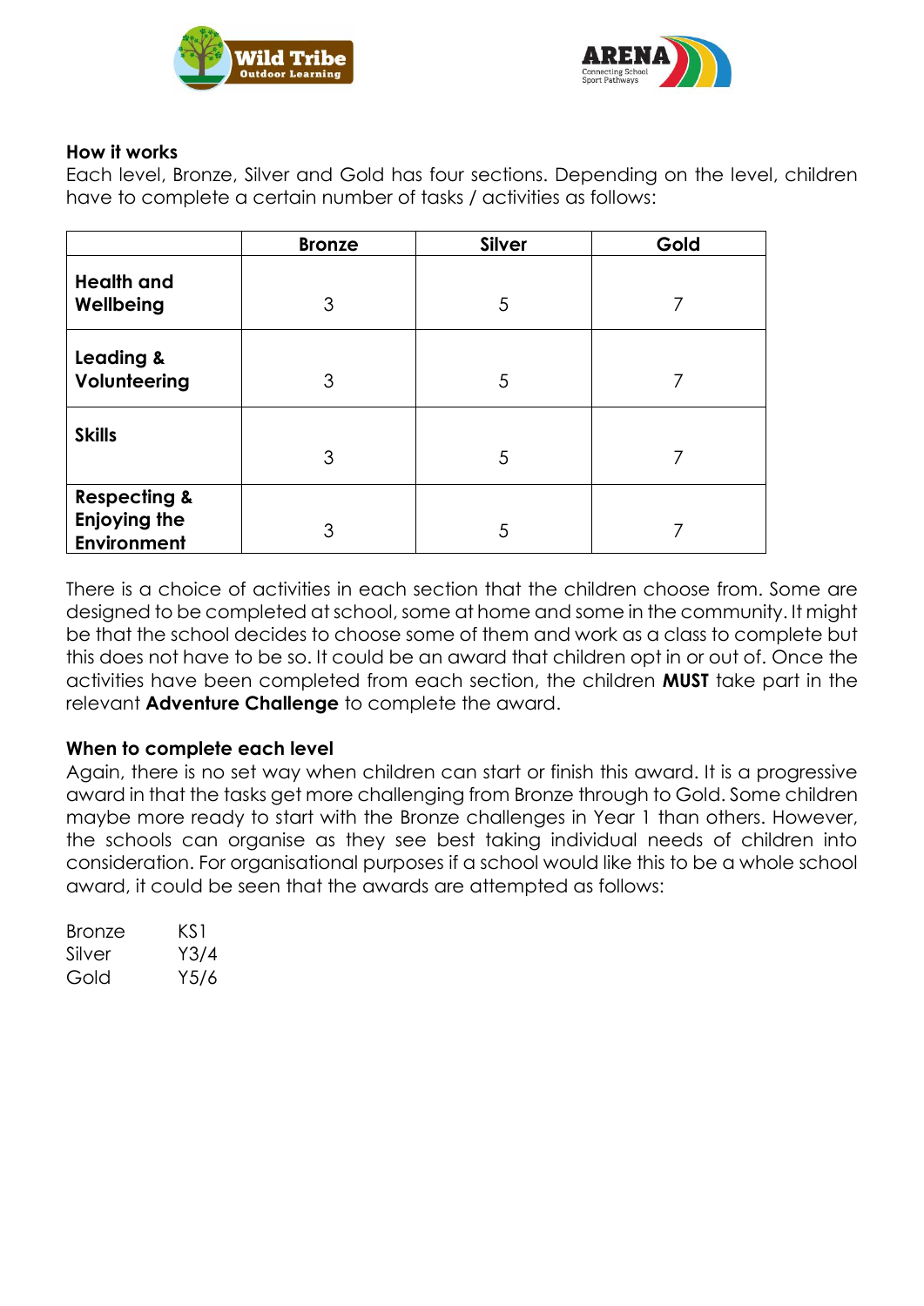**How it works**

Each level, Bronze, Silver and Gold has four sections. Depending on the level, children have to complete a certain number of tasks / activities as follows:

| | Bronze | Silver | Gold |
|---|---|---|---|
| **Health and Wellbeing** | 3 | 5 | 7 |
| **Leading & Volunteering** | 3 | 5 | 7 |
| **Skills** | 3 | 5 | 7 |
| **Respecting & Enjoying the Environment** | 3 | 5 | 7 |

There is a choice of activities in each section that the children choose from. Some are designed to be completed at school, some at home and some in the community. It might be that the school decides to choose some of them and work as a class to complete but this does not have to be so. It could be an award that children opt in or out of. Once the activities have been completed from each section, the children **MUST** take part in the relevant **Adventure Challenge** to complete the award.

**When to complete each level**

Again, there is no set way when children can start or finish this award. It is a progressive award in that the tasks get more challenging from Bronze through to Gold. Some children maybe more ready to start with the Bronze challenges in Year 1 than others. However, the schools can organise as they see best taking individual needs of children into consideration. For organisational purposes if a school would like this to be a whole school award, it could be seen that the awards are attempted as follows:

Bronze KS1
Silver Y3/4
Gold Y5/6